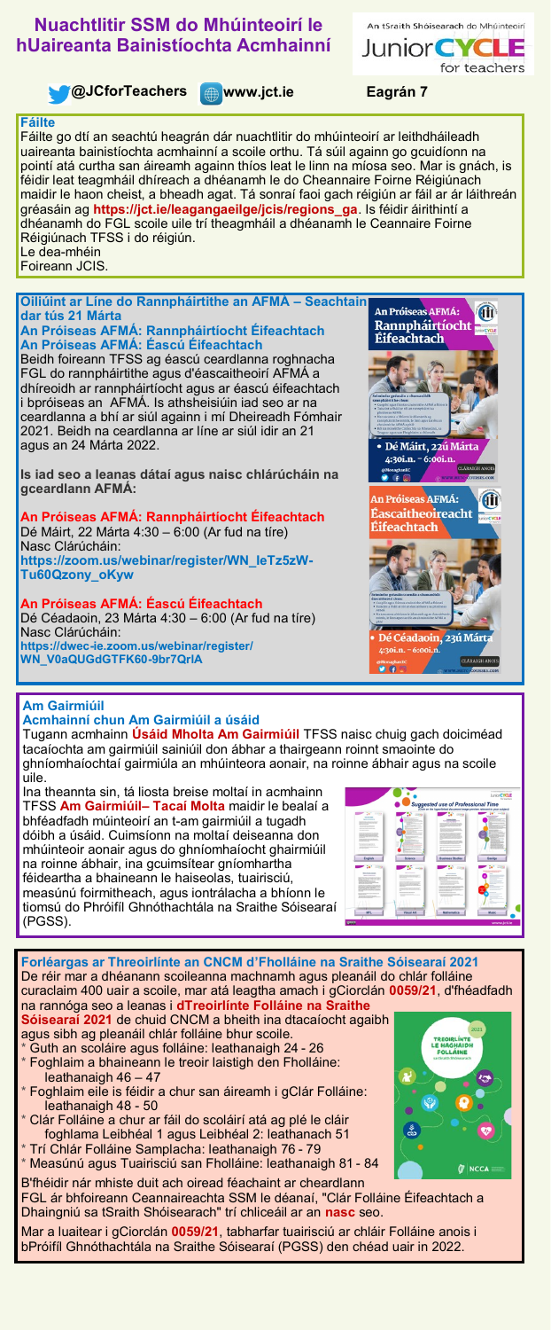# Nuachtlitir SSM do Mhúinteoirí le hUaireanta Bainistíochta Acmhainní

@JCforTeachers www.jct.ie **Eagrán 7**

## Fáilte

Fáilte go dtí an seachtú heagrán dár nuachtlitir do mhúinteoirí ar leithdháileadh uaireanta bainistíochta acmhainní a scoile orthu. Tá súil againn go gcuidíonn na pointí atá curtha san áireamh againn thíos leat le linn na míosa seo. Mar is gnách, is féidir leat teagmháil dhíreach a dhéanamh le do Cheannaire Foirne Réigiúnach maidir le haon cheist, a bheadh agat. Tá sonraí faoi gach réigiún ar fáil ar ár láithreán gréasáin ag **https://jct.ie/leagangaeilge/jcis/regions_ga**. Is féidir áirithintí a dhéanamh do FGL scoile uile trí theagmháil a dhéanamh le Ceannaire Foirne Réigiúnach TFSS i do réigiún.

Le dea-mhéin

Foireann JCIS.

## Oiliúint ar Líne do Rannpháirtithe an AFMÁ – Seachtain dar tús 21 Márta

### An Próiseas AFMÁ: Rannpháirtíocht Éifeachtach
### An Próiseas AFMÁ: Éascú Éifeachtach

Beidh foireann TFSS ag éascú ceardlanna roghnacha FGL do rannpháirtithe agus d'éascaitheoirí AFMÁ a dhíreoidh ar rannpháirtíocht agus ar éascú éifeachtach i bpróiseas an AFMÁ. Is athsheisiúin iad seo ar na ceardlanna a bhí ar siúl againn i mí Dheireadh Fómhair 2021. Beidh na ceardlanna ar líne ar siúl idir an 21 agus an 24 Márta 2022.

**Is iad seo a leanas dátaí agus naisc chlárúcháin na gceardlann AFMÁ:**

**An Próiseas AFMÁ: Rannpháirtíocht Éifeachtach**
Dé Máirt, 22 Márta 4:30 – 6:00 (Ar fud na tíre)
Nasc Clárúcháin:
**https://zoom.us/webinar/register/WN_leTz5zW-Tu60Qzony_oKyw**

**An Próiseas AFMÁ: Éascú Éifeachtach**
Dé Céadaoin, 23 Márta 4:30 – 6:00 (Ar fud na tíre)
Nasc Clárúcháin:
**https://dwec-ie.zoom.us/webinar/register/WN_V0aQUGdGTFK60-9br7QrlA**

## Am Gairmiúil

### Acmhainní chun Am Gairmiúil a úsáid

Tugann acmhainn **Úsáid Mholta Am Gairmiúil** TFSS naisc chuig gach doiciméad tacaíochta am gairmiúil sainiúil don ábhar a thairgeann roinnt smaointe do ghníomhaíochtaí gairmiúla an mhúinteora aonair, na roinne ábhair agus na scoile uile.

Ina theannta sin, tá liosta breise moltaí in acmhainn TFSS **Am Gairmiúil– Tacaí Molta** maidir le bealaí a bhféadfadh múinteoirí an t-am gairmiúil a tugadh dóibh a úsáid. Cuimsíonn na moltaí deiseanna don mhúinteoir aonair agus do ghníomhaíocht ghairmiúil na roinne ábhair, ina gcuimsítear gníomhartha féideartha a bhaineann le haiseolas, tuairisciú, measúnú foirmitheach, agus iontrálacha a bhíonn le tiomsú do Phróifíl Ghnóthachtála na Sraithe Sóisearaí (PGSS).

## Forléargas ar Threoirlínte an CNCM d'Fholláine na Sraithe Sóisearaí 2021

De réir mar a dhéanann scoileanna machnamh agus pleanáil do chlár folláine curaclaim 400 uair a scoile, mar atá leagtha amach i gCiorclán **0059/21**, d'fhéadfadh na rannóga seo a leanas i **dTreoirlínte Folláine na Sraithe Sóisearaí 2021** de chuid CNCM a bheith ina dtacaíocht agaibh agus sibh ag pleanáil chlár folláine bhur scoile.

* Guth an scoláire agus folláine: leathanaigh 24 - 26
* Foghlaim a bhaineann le treoir laistigh den Fholláine: leathanaigh 46 – 47
* Foghlaim eile is féidir a chur san áireamh i gClár Folláine: leathanaigh 48 - 50
* Clár Folláine a chur ar fáil do scoláirí atá ag plé le cláir foghlama Leibhéal 1 agus Leibhéal 2: leathanach 51
* Trí Chlár Folláine Samplacha: leathanaigh 76 - 79
* Measúnú agus Tuairisciú san Fholláine: leathanaigh 81 - 84

B'fhéidir nár mhiste duit ach oiread féachaint ar cheardlann FGL ár bhfoireann Ceannaireachta SSM le déanaí, "Clár Folláine Éifeachtach a Dhaingniú sa tSraith Shóisearach" trí chliceáil ar an **nasc** seo.

Mar a luaitear i gCiorclán **0059/21**, tabharfar tuairisciú ar chláir Folláine anois i bPróifíl Ghnóthachtála na Sraithe Sóisearaí (PGSS) den chéad uair in 2022.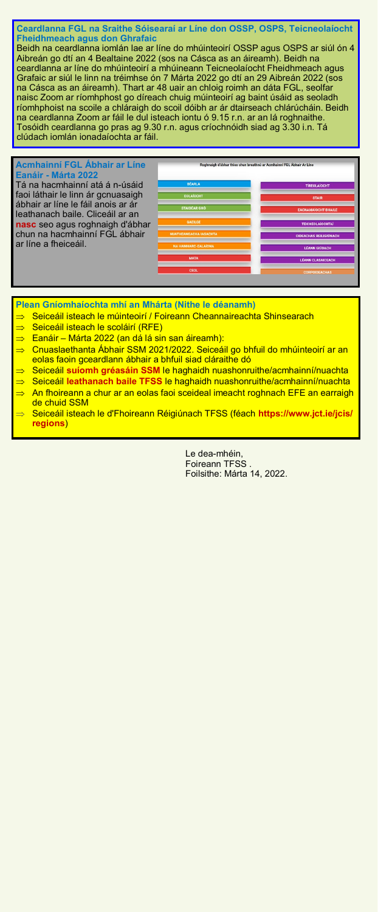## Ceardlanna FGL na Sraithe Sóisearaí ar Líne don OSSP, OSPS, Teicneolaíocht Fheidhmeach agus don Ghrafaic

Beidh na ceardlanna iomlán lae ar líne do mhúinteoirí OSSP agus OSPS ar siúl ón 4 Aibreán go dtí an 4 Bealtaine 2022 (sos na Cásca as an áireamh). Beidh na ceardlanna ar líne do mhúinteoirí a mhúineann Teicneolaíocht Fheidhmeach agus Grafaic ar siúl le linn na tréimhse ón 7 Márta 2022 go dtí an 29 Aibreán 2022 (sos na Cásca as an áireamh). Thart ar 48 uair an chloig roimh an dáta FGL, seolfar naisc Zoom ar ríomhphost go díreach chuig múinteoirí ag baint úsáid as seoladh ríomhphoist na scoile a chláraigh do scoil dóibh ar ár dtairseach chlárúcháin. Beidh na ceardlanna Zoom ar fáil le dul isteach iontu ó 9.15 r.n. ar an lá roghnaithe. Tosóidh ceardlanna go pras ag 9.30 r.n. agus críochnóidh siad ag 3.30 i.n. Tá clúdach iomlán ionadaíochta ar fáil.

## Acmhainní FGL Ábhair ar Líne Eanáir - Márta 2022

Tá na hacmhainní atá á n-úsáid faoi láthair le linn ár gcnuasaigh ábhair ar líne le fáil anois ar ár leathanach baile. Cliceáil ar an **nasc** seo agus roghnaigh d'ábhar chun na hacmhainní FGL ábhair ar líne a fheiceáil.

Roghnaigh d'ábhar thíos chun breathnú ar Acmhainní FGL Ábhair Ar Líne

BÉARLA
EOLAÍOCHT
STAIDÉAR GNÓ
GAEILGE
NUATHEANGACHA IASACHTA
NA HAMHARC-EALAÍONA
MATA
CEOL
TÍREOLAÍOCHT
STAIR
EACNAMAÍOCHT BHAILE
TEICNEOLAÍOCHTAÍ
OIDEACHAS REILIGIÚNACH
LÉANN GIÚDACH
LÉANN CLASAICEACH
CORPOIDEACHAS

## Plean Gníomhaíochta mhí an Mhárta (Nithe le déanamh)

- ⇒ Seiceáil isteach le múinteoirí / Foireann Cheannaireachta Shinsearach
- ⇒ Seiceáil isteach le scoláirí (RFE)
- ⇒ Eanáir – Márta 2022 (an dá lá sin san áireamh):
- ⇒ Cnuaslaethanta Ábhair SSM 2021/2022. Seiceáil go bhfuil do mhúinteoirí ar an eolas faoin gceardlann ábhair a bhfuil siad cláraithe dó
- ⇒ Seiceáil **suíomh gréasáin SSM** le haghaidh nuashonruithe/acmhainní/nuachta
- ⇒ Seiceáil **leathanach baile TFSS** le haghaidh nuashonruithe/acmhainní/nuachta
- ⇒ An fhoireann a chur ar an eolas faoi sceideal imeacht roghnach EFE an earraigh de chuid SSM
- ⇒ Seiceáil isteach le d'Fhoireann Réigiúnach TFSS (féach **https://www.jct.ie/jcis/regions**)

Le dea-mhéin,
Foireann TFSS .
Foilsithe: Márta 14, 2022.